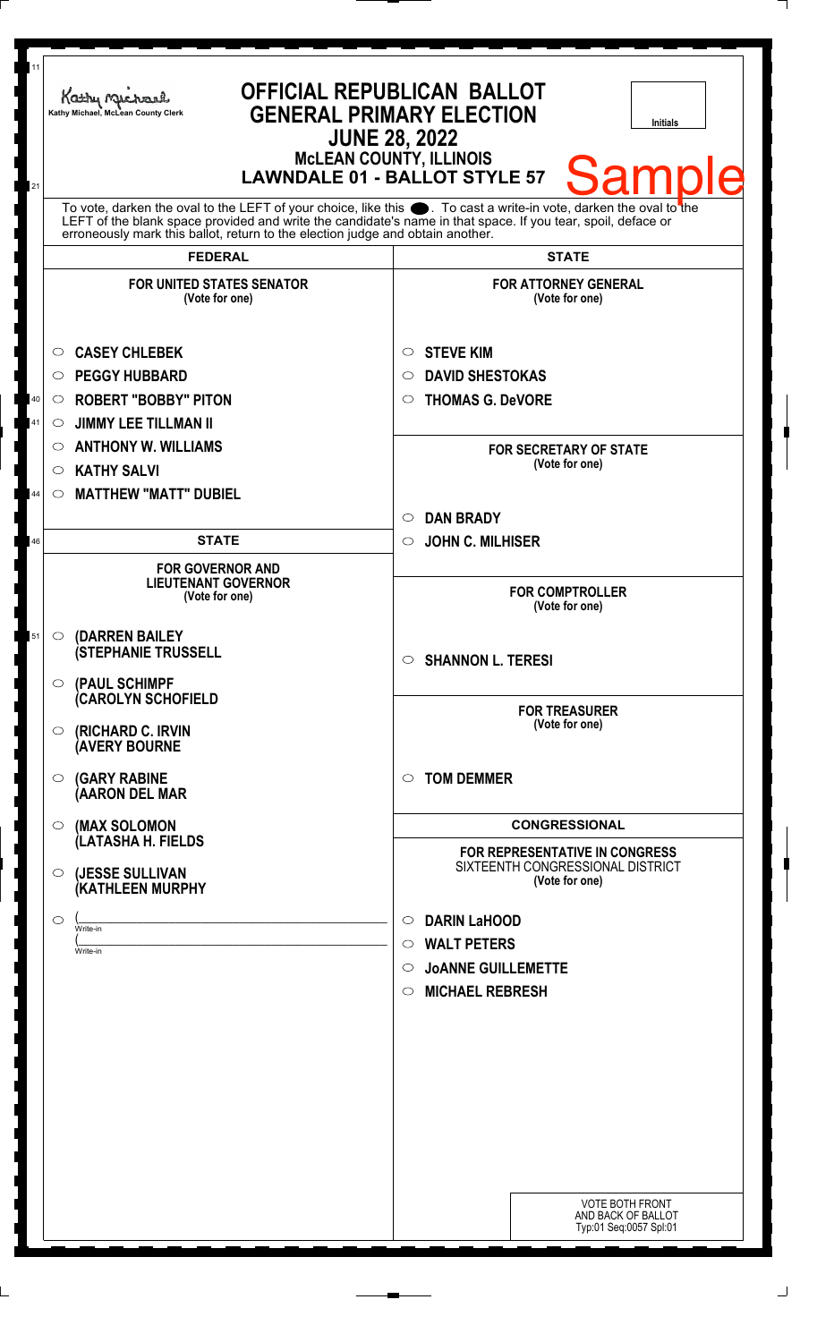Kathy Michael, McLean County Clerk

# OFFICIAL REPUBLICAN BALLOT
## GENERAL PRIMARY ELECTION
## JUNE 28, 2022
### McLEAN COUNTY, ILLINOIS
### LAWNDALE 01 - BALLOT STYLE 57

Initials

**Sample**

To vote, darken the oval to the LEFT of your choice, like this ●. To cast a write-in vote, darken the oval to the LEFT of the blank space provided and write the candidate's name in that space. If you tear, spoil, deface or erroneously mark this ballot, return to the election judge and obtain another.

## FEDERAL

### FOR UNITED STATES SENATOR
(Vote for one)

- ○ **CASEY CHLEBEK**
- ○ **PEGGY HUBBARD**
- ○ **ROBERT "BOBBY" PITON**
- ○ **JIMMY LEE TILLMAN II**
- ○ **ANTHONY W. WILLIAMS**
- ○ **KATHY SALVI**
- ○ **MATTHEW "MATT" DUBIEL**

## STATE

### FOR GOVERNOR AND LIEUTENANT GOVERNOR
(Vote for one)

- ○ **(DARREN BAILEY (STEPHANIE TRUSSELL**
- ○ **(PAUL SCHIMPF (CAROLYN SCHOFIELD**
- ○ **(RICHARD C. IRVIN (AVERY BOURNE**
- ○ **(GARY RABINE (AARON DEL MAR**
- ○ **(MAX SOLOMON (LATASHA H. FIELDS**
- ○ **(JESSE SULLIVAN (KATHLEEN MURPHY**
- ○ (______________ Write-in
  (______________ Write-in

## STATE

### FOR ATTORNEY GENERAL
(Vote for one)

- ○ **STEVE KIM**
- ○ **DAVID SHESTOKAS**
- ○ **THOMAS G. DeVORE**

### FOR SECRETARY OF STATE
(Vote for one)

- ○ **DAN BRADY**
- ○ **JOHN C. MILHISER**

### FOR COMPTROLLER
(Vote for one)

- ○ **SHANNON L. TERESI**

### FOR TREASURER
(Vote for one)

- ○ **TOM DEMMER**

## CONGRESSIONAL

### FOR REPRESENTATIVE IN CONGRESS
SIXTEENTH CONGRESSIONAL DISTRICT
(Vote for one)

- ○ **DARIN LaHOOD**
- ○ **WALT PETERS**
- ○ **JoANNE GUILLEMETTE**
- ○ **MICHAEL REBRESH**

VOTE BOTH FRONT AND BACK OF BALLOT
Typ:01 Seq:0057 Spl:01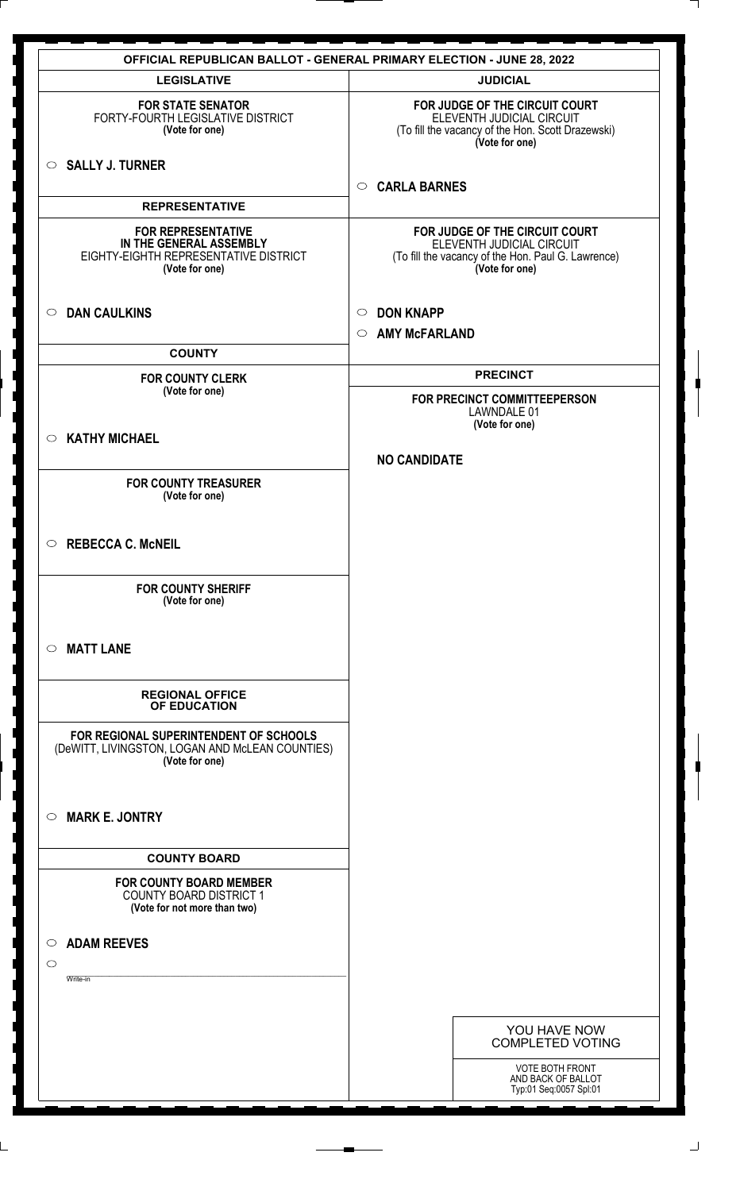# OFFICIAL REPUBLICAN BALLOT - GENERAL PRIMARY ELECTION - JUNE 28, 2022

## LEGISLATIVE

**FOR STATE SENATOR**
FORTY-FOURTH LEGISLATIVE DISTRICT
**(Vote for one)**

- ○ **SALLY J. TURNER**

## REPRESENTATIVE

**FOR REPRESENTATIVE IN THE GENERAL ASSEMBLY**
EIGHTY-EIGHTH REPRESENTATIVE DISTRICT
**(Vote for one)**

- ○ **DAN CAULKINS**

## COUNTY

**FOR COUNTY CLERK**
**(Vote for one)**

- ○ **KATHY MICHAEL**

**FOR COUNTY TREASURER**
**(Vote for one)**

- ○ **REBECCA C. McNEIL**

**FOR COUNTY SHERIFF**
**(Vote for one)**

- ○ **MATT LANE**

## REGIONAL OFFICE OF EDUCATION

**FOR REGIONAL SUPERINTENDENT OF SCHOOLS**
(DeWITT, LIVINGSTON, LOGAN AND McLEAN COUNTIES)
**(Vote for one)**

- ○ **MARK E. JONTRY**

## COUNTY BOARD

**FOR COUNTY BOARD MEMBER**
COUNTY BOARD DISTRICT 1
**(Vote for not more than two)**

- ○ **ADAM REEVES**
- ○ ____________ Write-in

## JUDICIAL

**FOR JUDGE OF THE CIRCUIT COURT**
ELEVENTH JUDICIAL CIRCUIT
(To fill the vacancy of the Hon. Scott Drazewski)
**(Vote for one)**

- ○ **CARLA BARNES**

**FOR JUDGE OF THE CIRCUIT COURT**
ELEVENTH JUDICIAL CIRCUIT
(To fill the vacancy of the Hon. Paul G. Lawrence)
**(Vote for one)**

- ○ **DON KNAPP**
- ○ **AMY McFARLAND**

## PRECINCT

**FOR PRECINCT COMMITTEEPERSON**
LAWNDALE 01
**(Vote for one)**

**NO CANDIDATE**

YOU HAVE NOW COMPLETED VOTING

VOTE BOTH FRONT AND BACK OF BALLOT
Typ:01 Seq:0057 Spl:01